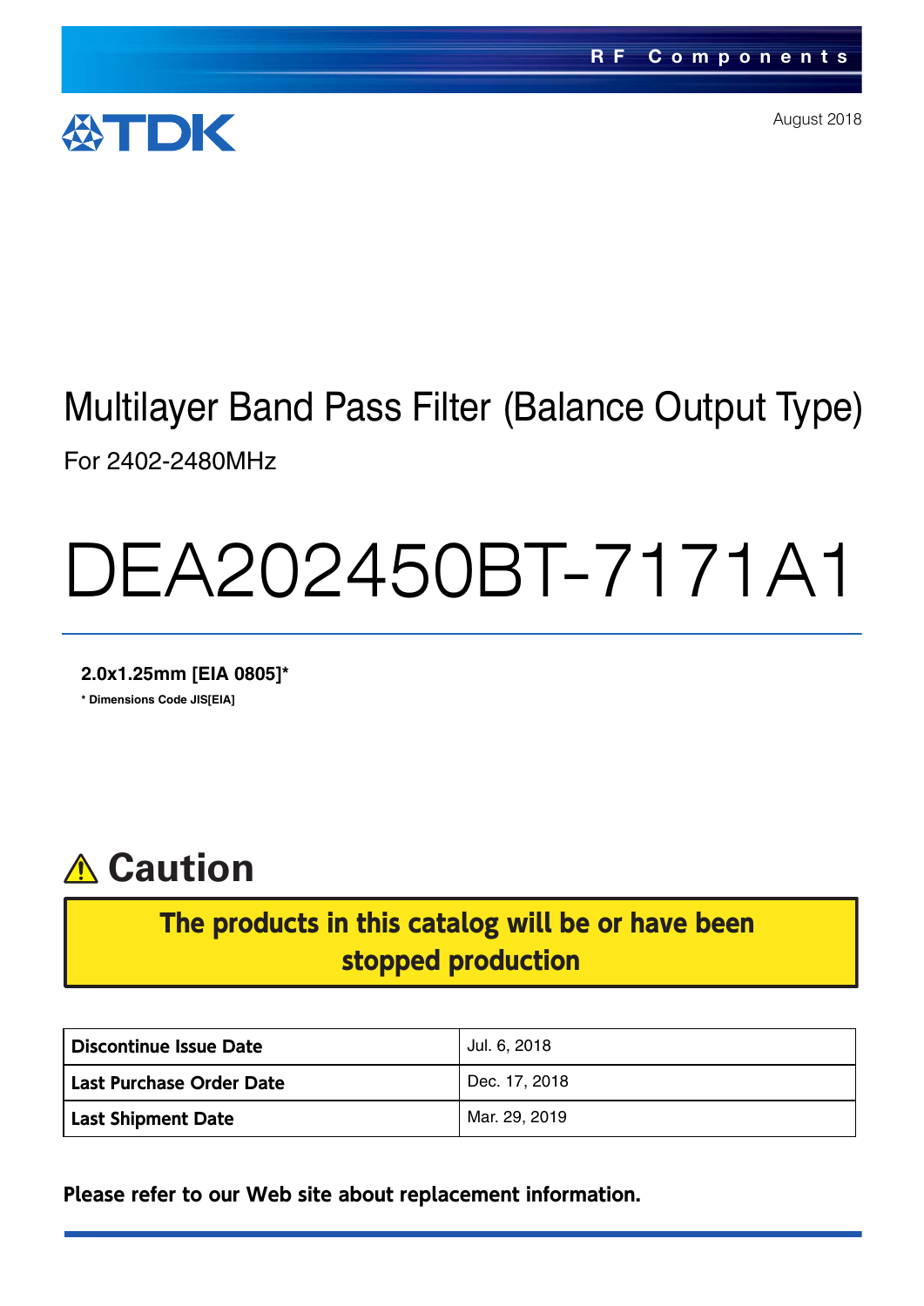RF Components

TDK

August 2018

# Multilayer Band Pass Filter (Balance Output Type)

For 2402-2480MHz

# DEA202450BT-7171A1

**2.0x1.25mm [EIA 0805]***

**\* Dimensions Code JIS[EIA]**

## ⚠ Caution

**The products in this catalog will be or have been stopped production**

| | |
|---|---|
| **Discontinue Issue Date** | Jul. 6, 2018 |
| **Last Purchase Order Date** | Dec. 17, 2018 |
| **Last Shipment Date** | Mar. 29, 2019 |

**Please refer to our Web site about replacement information.**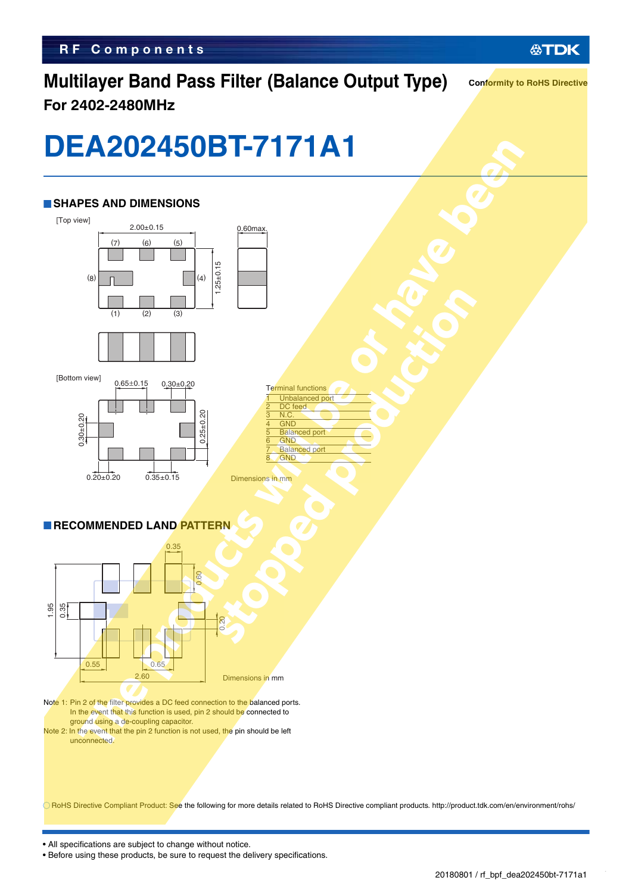# Multilayer Band Pass Filter (Balance Output Type)

**Conformity to RoHS Directive**

## For 2402-2480MHz

# DEA202450BT-7171A1

## SHAPES AND DIMENSIONS

[Top view]

2.00±0.15

0.60max.

1.25±0.15

[Bottom view]

0.65±0.15 0.30±0.20

0.30±0.20 0.25±0.20

0.20±0.20 0.35±0.15

| Terminal functions | |
|---|---|
| 1 | Unbalanced port |
| 2 | DC feed |
| 3 | N.C. |
| 4 | GND |
| 5 | Balanced port |
| 6 | GND |
| 7 | Balanced port |
| 8 | GND |

Dimensions in mm

## RECOMMENDED LAND PATTERN

0.35 0.60 1.95 0.35 0.20 0.55 0.65 2.60

Dimensions in mm

Note 1: Pin 2 of the filter provides a DC feed connection to the balanced ports. In the event that this function is used, pin 2 should be connected to ground using a de-coupling capacitor.

Note 2: In the event that the pin 2 function is not used, the pin should be left unconnected.

○ RoHS Directive Compliant Product: See the following for more details related to RoHS Directive compliant products. http://product.tdk.com/en/environment/rohs/

The products will be or have been stopped production

- All specifications are subject to change without notice.
- Before using these products, be sure to request the delivery specifications.

20180801 / rf_bpf_dea202450bt-7171a1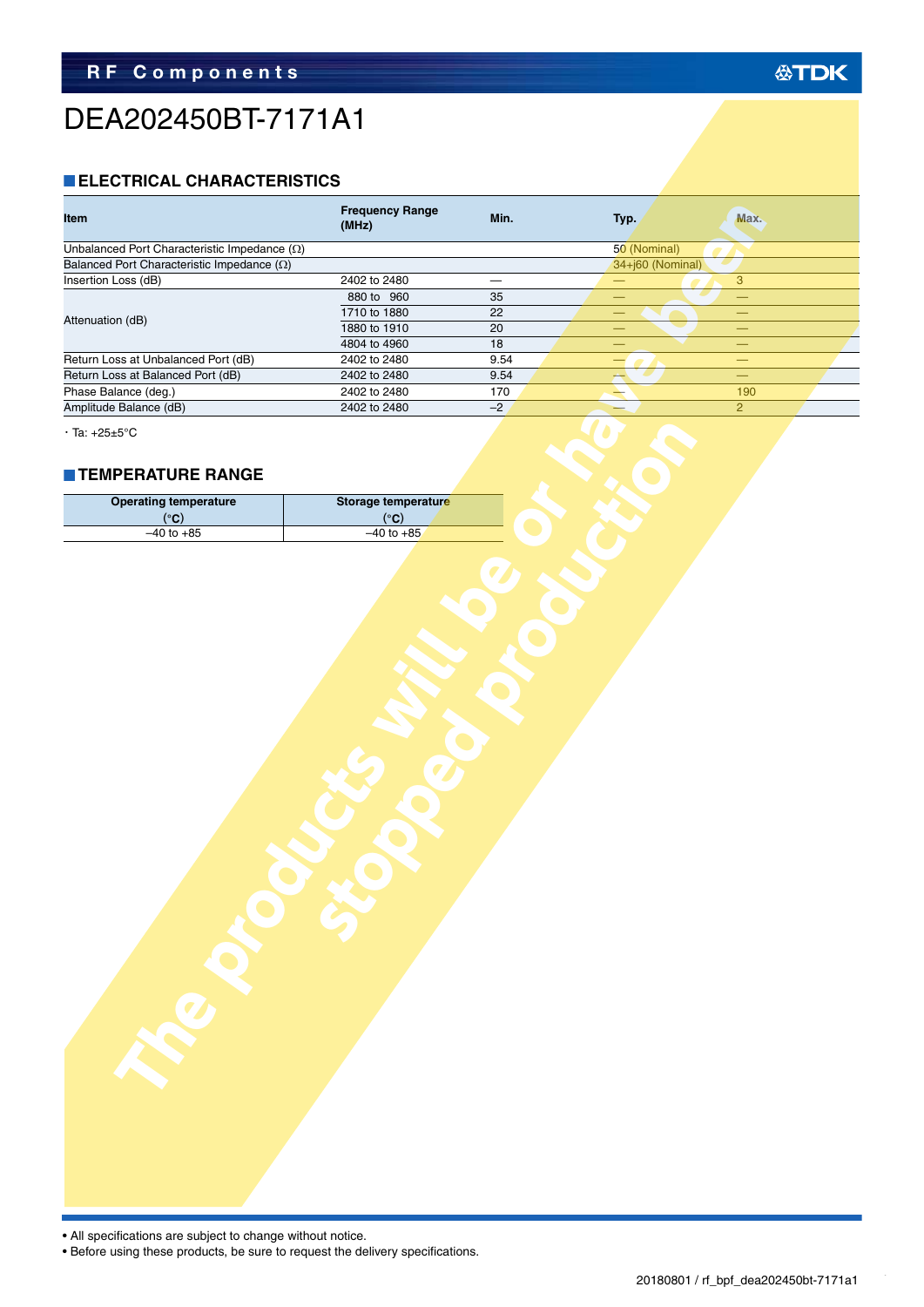# DEA202450BT-7171A1

## ELECTRICAL CHARACTERISTICS

| Item | Frequency Range (MHz) | Min. | Typ. | Max. |
|---|---|---|---|---|
| Unbalanced Port Characteristic Impedance (Ω) | | | 50 (Nominal) | |
| Balanced Port Characteristic Impedance (Ω) | | | 34+j60 (Nominal) | |
| Insertion Loss (dB) | 2402 to 2480 | — | — | 3 |
| Attenuation (dB) | 880 to 960 | 35 | — | — |
| | 1710 to 1880 | 22 | — | — |
| | 1880 to 1910 | 20 | — | — |
| | 4804 to 4960 | 18 | — | — |
| Return Loss at Unbalanced Port (dB) | 2402 to 2480 | 9.54 | — | — |
| Return Loss at Balanced Port (dB) | 2402 to 2480 | 9.54 | — | — |
| Phase Balance (deg.) | 2402 to 2480 | 170 | — | 190 |
| Amplitude Balance (dB) | 2402 to 2480 | –2 | — | 2 |

・Ta: +25±5°C

## TEMPERATURE RANGE

| Operating temperature (°C) | Storage temperature (°C) |
|---|---|
| –40 to +85 | –40 to +85 |

The products will be or have been stopped production

• All specifications are subject to change without notice.
• Before using these products, be sure to request the delivery specifications.

20180801 / rf_bpf_dea202450bt-7171a1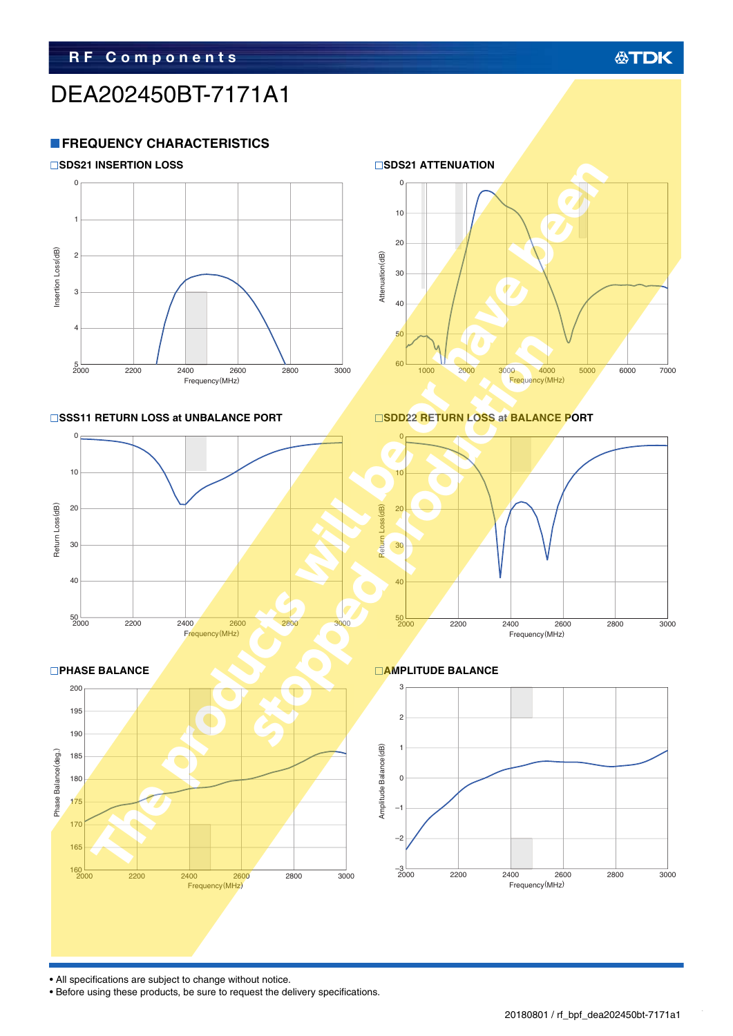# DEA202450BT-7171A1

## FREQUENCY CHARACTERISTICS

### SDS21 INSERTION LOSS

Insertion Loss (dB): 0, 1, 2, 3, 4, 5

Frequency (MHz): 2000, 2200, 2400, 2600, 2800, 3000

### SDS21 ATTENUATION

Attenuation (dB): 0, 10, 20, 30, 40, 50, 60

Frequency (MHz): 1000, 2000, 3000, 4000, 5000, 6000, 7000

### SSS11 RETURN LOSS at UNBALANCE PORT

Return Loss (dB): 0, 10, 20, 30, 40, 50

Frequency (MHz): 2000, 2200, 2400, 2600, 2800, 3000

### SDD22 RETURN LOSS at BALANCE PORT

Return Loss (dB): 0, 10, 20, 30, 40, 50

Frequency (MHz): 2000, 2200, 2400, 2600, 2800, 3000

### PHASE BALANCE

Phase Balance (deg.): 160, 165, 170, 175, 180, 185, 190, 195, 200

Frequency (MHz): 2000, 2200, 2400, 2600, 2800, 3000

### AMPLITUDE BALANCE

Amplitude Balance (dB): −3, −2, −1, 0, 1, 2, 3

Frequency (MHz): 2000, 2200, 2400, 2600, 2800, 3000

The products will be or have been stopped production

- All specifications are subject to change without notice.
- Before using these products, be sure to request the delivery specifications.

20180801 / rf_bpf_dea202450bt-7171a1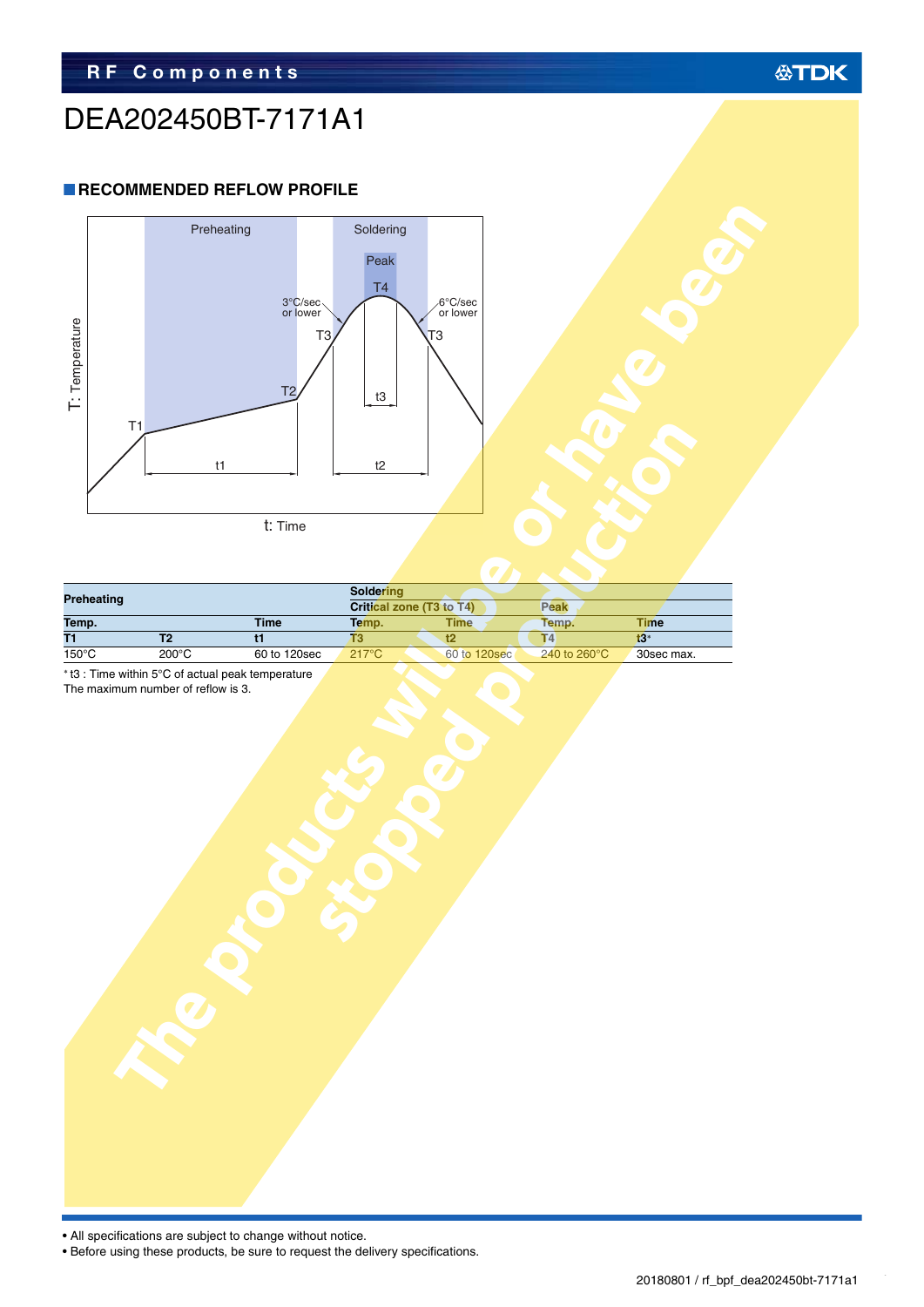# DEA202450BT-7171A1

## RECOMMENDED REFLOW PROFILE

| Preheating | | | Soldering | | | |
|---|---|---|---|---|---|---|
| | | | Critical zone (T3 to T4) | | Peak | |
| Temp. | | Time | Temp. | Time | Temp. | Time |
| T1 | T2 | t1 | T3 | t2 | T4 | t3* |
| 150°C | 200°C | 60 to 120sec | 217°C | 60 to 120sec | 240 to 260°C | 30sec max. |

* t3 : Time within 5°C of actual peak temperature

The maximum number of reflow is 3.

The products will be or have been stopped production

- All specifications are subject to change without notice.
- Before using these products, be sure to request the delivery specifications.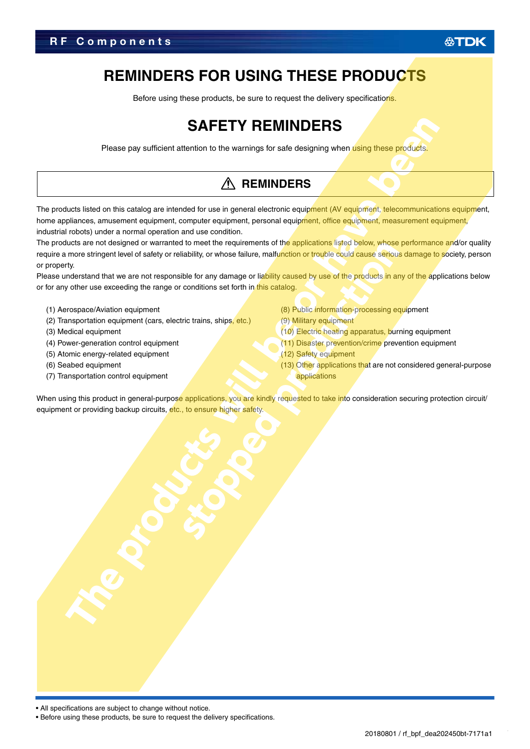# REMINDERS FOR USING THESE PRODUCTS

Before using these products, be sure to request the delivery specifications.

# SAFETY REMINDERS

Please pay sufficient attention to the warnings for safe designing when using these products.

## ⚠ REMINDERS

The products listed on this catalog are intended for use in general electronic equipment (AV equipment, telecommunications equipment, home appliances, amusement equipment, computer equipment, personal equipment, office equipment, measurement equipment, industrial robots) under a normal operation and use condition.

The products are not designed or warranted to meet the requirements of the applications listed below, whose performance and/or quality require a more stringent level of safety or reliability, or whose failure, malfunction or trouble could cause serious damage to society, person or property.

Please understand that we are not responsible for any damage or liability caused by use of the products in any of the applications below or for any other use exceeding the range or conditions set forth in this catalog.

(1) Aerospace/Aviation equipment
(2) Transportation equipment (cars, electric trains, ships, etc.)
(3) Medical equipment
(4) Power-generation control equipment
(5) Atomic energy-related equipment
(6) Seabed equipment
(7) Transportation control equipment
(8) Public information-processing equipment
(9) Military equipment
(10) Electric heating apparatus, burning equipment
(11) Disaster prevention/crime prevention equipment
(12) Safety equipment
(13) Other applications that are not considered general-purpose applications

When using this product in general-purpose applications, you are kindly requested to take into consideration securing protection circuit/ equipment or providing backup circuits, etc., to ensure higher safety.

The products will be or have been stopped production

• All specifications are subject to change without notice.
• Before using these products, be sure to request the delivery specifications.